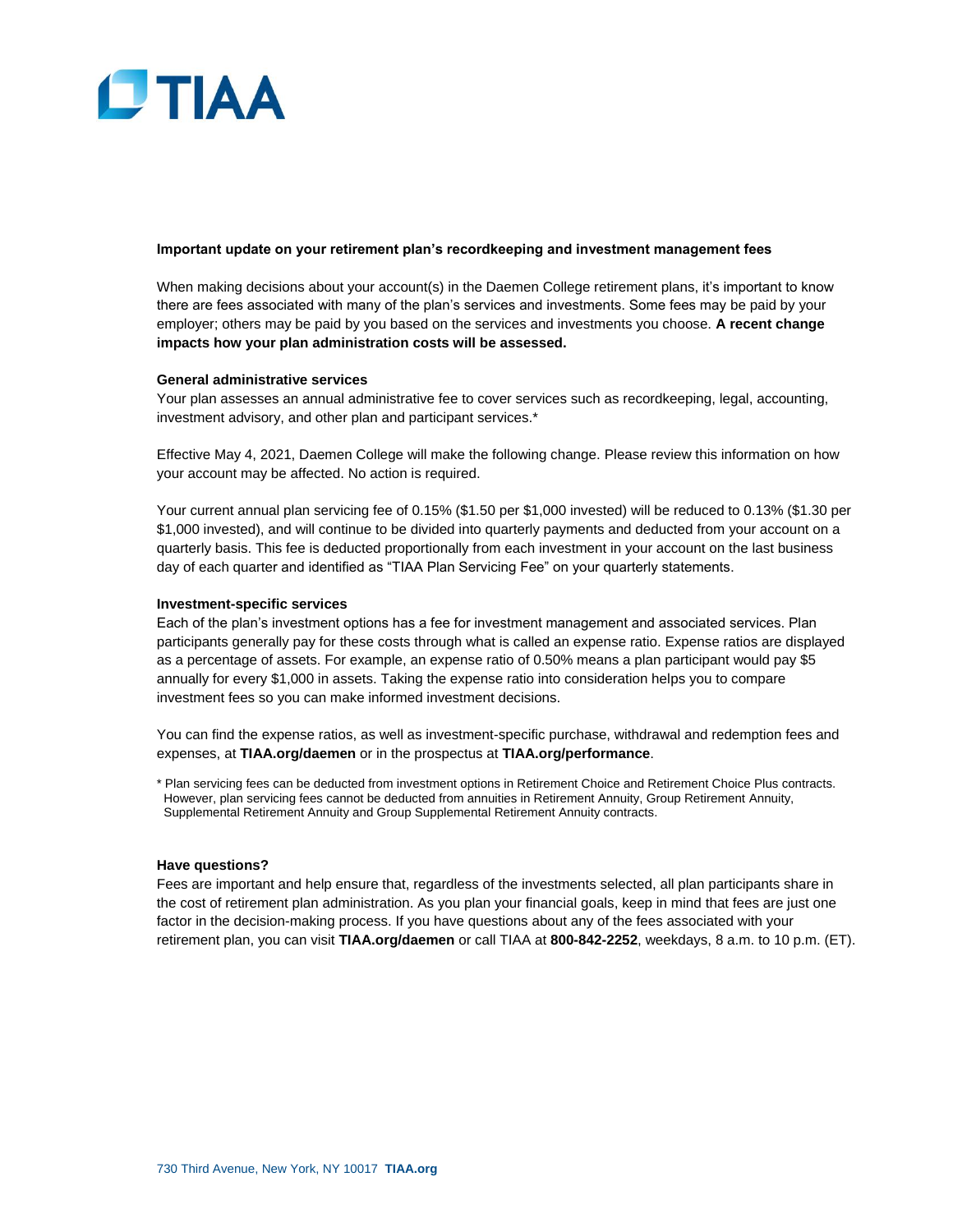TIAA

**Important update on your retirement plan's recordkeeping and investment management fees**

When making decisions about your account(s) in the Daemen College retirement plans, it's important to know there are fees associated with many of the plan's services and investments. Some fees may be paid by your employer; others may be paid by you based on the services and investments you choose. **A recent change impacts how your plan administration costs will be assessed.**

**General administrative services**

Your plan assesses an annual administrative fee to cover services such as recordkeeping, legal, accounting, investment advisory, and other plan and participant services.*

Effective May 4, 2021, Daemen College will make the following change. Please review this information on how your account may be affected. No action is required.

Your current annual plan servicing fee of 0.15% ($1.50 per $1,000 invested) will be reduced to 0.13% ($1.30 per $1,000 invested), and will continue to be divided into quarterly payments and deducted from your account on a quarterly basis. This fee is deducted proportionally from each investment in your account on the last business day of each quarter and identified as "TIAA Plan Servicing Fee" on your quarterly statements.

**Investment-specific services**

Each of the plan's investment options has a fee for investment management and associated services. Plan participants generally pay for these costs through what is called an expense ratio. Expense ratios are displayed as a percentage of assets. For example, an expense ratio of 0.50% means a plan participant would pay $5 annually for every $1,000 in assets. Taking the expense ratio into consideration helps you to compare investment fees so you can make informed investment decisions.

You can find the expense ratios, as well as investment-specific purchase, withdrawal and redemption fees and expenses, at **TIAA.org/daemen** or in the prospectus at **TIAA.org/performance**.

* Plan servicing fees can be deducted from investment options in Retirement Choice and Retirement Choice Plus contracts. However, plan servicing fees cannot be deducted from annuities in Retirement Annuity, Group Retirement Annuity, Supplemental Retirement Annuity and Group Supplemental Retirement Annuity contracts.

**Have questions?**

Fees are important and help ensure that, regardless of the investments selected, all plan participants share in the cost of retirement plan administration. As you plan your financial goals, keep in mind that fees are just one factor in the decision-making process. If you have questions about any of the fees associated with your retirement plan, you can visit **TIAA.org/daemen** or call TIAA at **800-842-2252**, weekdays, 8 a.m. to 10 p.m. (ET).

730 Third Avenue, New York, NY 10017 **TIAA.org**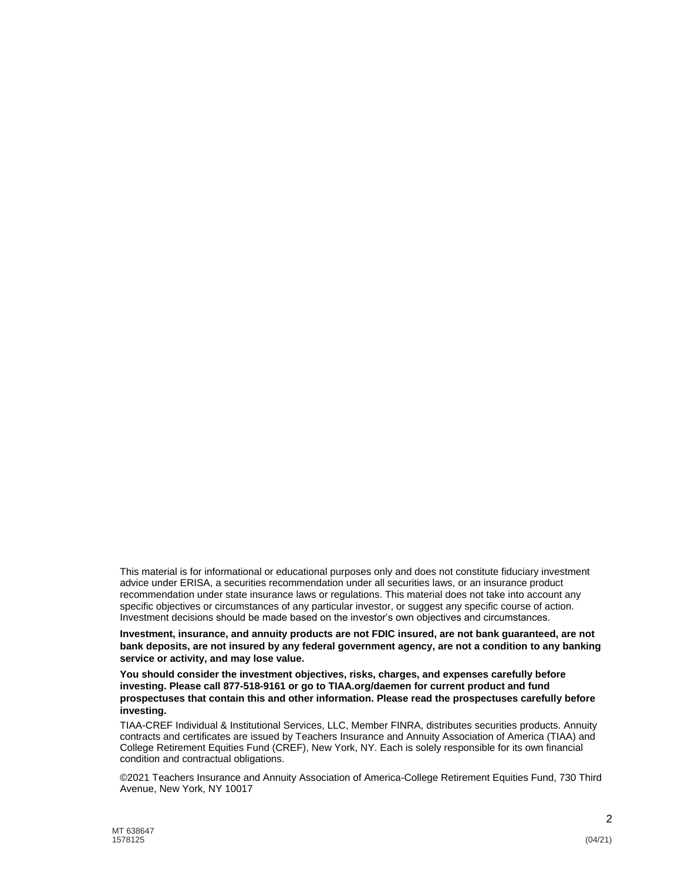This material is for informational or educational purposes only and does not constitute fiduciary investment advice under ERISA, a securities recommendation under all securities laws, or an insurance product recommendation under state insurance laws or regulations. This material does not take into account any specific objectives or circumstances of any particular investor, or suggest any specific course of action. Investment decisions should be made based on the investor's own objectives and circumstances.

**Investment, insurance, and annuity products are not FDIC insured, are not bank guaranteed, are not bank deposits, are not insured by any federal government agency, are not a condition to any banking service or activity, and may lose value.**

**You should consider the investment objectives, risks, charges, and expenses carefully before investing. Please call 877-518-9161 or go to TIAA.org/daemen for current product and fund prospectuses that contain this and other information. Please read the prospectuses carefully before investing.**

TIAA-CREF Individual & Institutional Services, LLC, Member FINRA, distributes securities products. Annuity contracts and certificates are issued by Teachers Insurance and Annuity Association of America (TIAA) and College Retirement Equities Fund (CREF), New York, NY. Each is solely responsible for its own financial condition and contractual obligations.

©2021 Teachers Insurance and Annuity Association of America-College Retirement Equities Fund, 730 Third Avenue, New York, NY 10017

MT 638647
1578125

(04/21)